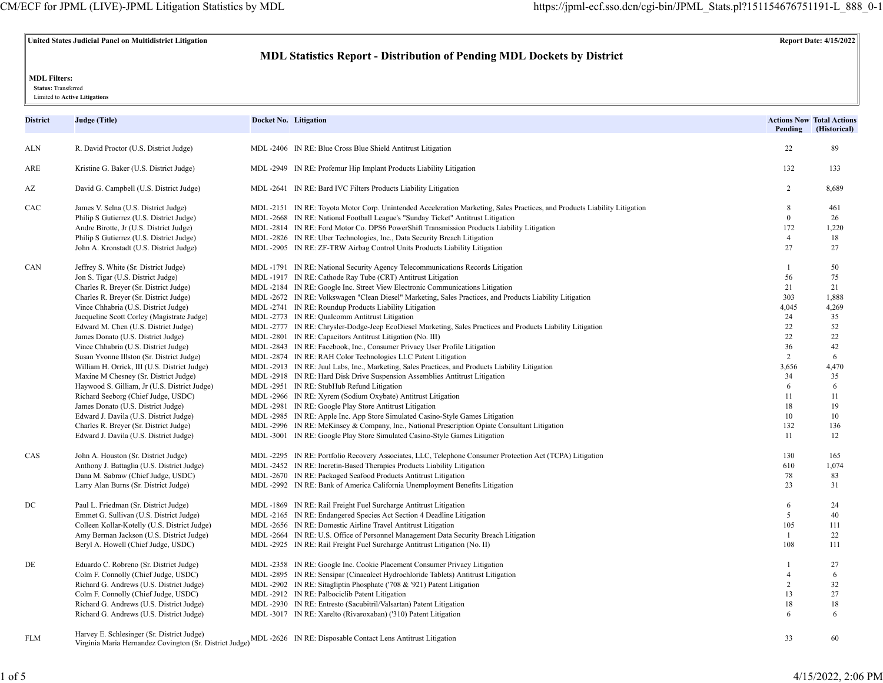**United States Judicial Panel on Multidistrict Litigation** | **Report Date: 4/15/2022**

# MDL Statistics Report - Distribution of Pending MDL Dockets by District

**MDL Filters:**
**Status:** Transferred
Limited to **Active Litigations**

| District | Judge (Title) | Docket No. | Litigation | Actions Now Pending | Total Actions (Historical) |
|---|---|---|---|---|---|
| ALN | R. David Proctor (U.S. District Judge) | MDL -2406 | IN RE: Blue Cross Blue Shield Antitrust Litigation | 22 | 89 |
| ARE | Kristine G. Baker (U.S. District Judge) | MDL -2949 | IN RE: Profemur Hip Implant Products Liability Litigation | 132 | 133 |
| AZ | David G. Campbell (U.S. District Judge) | MDL -2641 | IN RE: Bard IVC Filters Products Liability Litigation | 2 | 8,689 |
| CAC | James V. Selna (U.S. District Judge) | MDL -2151 | IN RE: Toyota Motor Corp. Unintended Acceleration Marketing, Sales Practices, and Products Liability Litigation | 8 | 461 |
| | Philip S Gutierrez (U.S. District Judge) | MDL -2668 | IN RE: National Football League's "Sunday Ticket" Antitrust Litigation | 0 | 26 |
| | Andre Birotte, Jr (U.S. District Judge) | MDL -2814 | IN RE: Ford Motor Co. DPS6 PowerShift Transmission Products Liability Litigation | 172 | 1,220 |
| | Philip S Gutierrez (U.S. District Judge) | MDL -2826 | IN RE: Uber Technologies, Inc., Data Security Breach Litigation | 4 | 18 |
| | John A. Kronstadt (U.S. District Judge) | MDL -2905 | IN RE: ZF-TRW Airbag Control Units Products Liability Litigation | 27 | 27 |
| CAN | Jeffrey S. White (Sr. District Judge) | MDL -1791 | IN RE: National Security Agency Telecommunications Records Litigation | 1 | 50 |
| | Jon S. Tigar (U.S. District Judge) | MDL -1917 | IN RE: Cathode Ray Tube (CRT) Antitrust Litigation | 56 | 75 |
| | Charles R. Breyer (Sr. District Judge) | MDL -2184 | IN RE: Google Inc. Street View Electronic Communications Litigation | 21 | 21 |
| | Charles R. Breyer (Sr. District Judge) | MDL -2672 | IN RE: Volkswagen "Clean Diesel" Marketing, Sales Practices, and Products Liability Litigation | 303 | 1,888 |
| | Vince Chhabria (U.S. District Judge) | MDL -2741 | IN RE: Roundup Products Liability Litigation | 4,045 | 4,269 |
| | Jacqueline Scott Corley (Magistrate Judge) | MDL -2773 | IN RE: Qualcomm Antitrust Litigation | 24 | 35 |
| | Edward M. Chen (U.S. District Judge) | MDL -2777 | IN RE: Chrysler-Dodge-Jeep EcoDiesel Marketing, Sales Practices and Products Liability Litigation | 22 | 52 |
| | James Donato (U.S. District Judge) | MDL -2801 | IN RE: Capacitors Antitrust Litigation (No. III) | 22 | 22 |
| | Vince Chhabria (U.S. District Judge) | MDL -2843 | IN RE: Facebook, Inc., Consumer Privacy User Profile Litigation | 36 | 42 |
| | Susan Yvonne Illston (Sr. District Judge) | MDL -2874 | IN RE: RAH Color Technologies LLC Patent Litigation | 2 | 6 |
| | William H. Orrick, III (U.S. District Judge) | MDL -2913 | IN RE: Juul Labs, Inc., Marketing, Sales Practices, and Products Liability Litigation | 3,656 | 4,470 |
| | Maxine M Chesney (Sr. District Judge) | MDL -2918 | IN RE: Hard Disk Drive Suspension Assemblies Antitrust Litigation | 34 | 35 |
| | Haywood S. Gilliam, Jr (U.S. District Judge) | MDL -2951 | IN RE: StubHub Refund Litigation | 6 | 6 |
| | Richard Seeborg (Chief Judge, USDC) | MDL -2966 | IN RE: Xyrem (Sodium Oxybate) Antitrust Litigation | 11 | 11 |
| | James Donato (U.S. District Judge) | MDL -2981 | IN RE: Google Play Store Antitrust Litigation | 18 | 19 |
| | Edward J. Davila (U.S. District Judge) | MDL -2985 | IN RE: Apple Inc. App Store Simulated Casino-Style Games Litigation | 10 | 10 |
| | Charles R. Breyer (Sr. District Judge) | MDL -2996 | IN RE: McKinsey & Company, Inc., National Prescription Opiate Consultant Litigation | 132 | 136 |
| | Edward J. Davila (U.S. District Judge) | MDL -3001 | IN RE: Google Play Store Simulated Casino-Style Games Litigation | 11 | 12 |
| CAS | John A. Houston (Sr. District Judge) | MDL -2295 | IN RE: Portfolio Recovery Associates, LLC, Telephone Consumer Protection Act (TCPA) Litigation | 130 | 165 |
| | Anthony J. Battaglia (U.S. District Judge) | MDL -2452 | IN RE: Incretin-Based Therapies Products Liability Litigation | 610 | 1,074 |
| | Dana M. Sabraw (Chief Judge, USDC) | MDL -2670 | IN RE: Packaged Seafood Products Antitrust Litigation | 78 | 83 |
| | Larry Alan Burns (Sr. District Judge) | MDL -2992 | IN RE: Bank of America California Unemployment Benefits Litigation | 23 | 31 |
| DC | Paul L. Friedman (Sr. District Judge) | MDL -1869 | IN RE: Rail Freight Fuel Surcharge Antitrust Litigation | 6 | 24 |
| | Emmet G. Sullivan (U.S. District Judge) | MDL -2165 | IN RE: Endangered Species Act Section 4 Deadline Litigation | 5 | 40 |
| | Colleen Kollar-Kotelly (U.S. District Judge) | MDL -2656 | IN RE: Domestic Airline Travel Antitrust Litigation | 105 | 111 |
| | Amy Berman Jackson (U.S. District Judge) | MDL -2664 | IN RE: U.S. Office of Personnel Management Data Security Breach Litigation | 1 | 22 |
| | Beryl A. Howell (Chief Judge, USDC) | MDL -2925 | IN RE: Rail Freight Fuel Surcharge Antitrust Litigation (No. II) | 108 | 111 |
| DE | Eduardo C. Robreno (Sr. District Judge) | MDL -2358 | IN RE: Google Inc. Cookie Placement Consumer Privacy Litigation | 1 | 27 |
| | Colm F. Connolly (Chief Judge, USDC) | MDL -2895 | IN RE: Sensipar (Cinacalcet Hydrochloride Tablets) Antitrust Litigation | 4 | 6 |
| | Richard G. Andrews (U.S. District Judge) | MDL -2902 | IN RE: Sitagliptin Phosphate ('708 & '921) Patent Litigation | 2 | 32 |
| | Colm F. Connolly (Chief Judge, USDC) | MDL -2912 | IN RE: Palbociclib Patent Litigation | 13 | 27 |
| | Richard G. Andrews (U.S. District Judge) | MDL -2930 | IN RE: Entresto (Sacubitril/Valsartan) Patent Litigation | 18 | 18 |
| | Richard G. Andrews (U.S. District Judge) | MDL -3017 | IN RE: Xarelto (Rivaroxaban) ('310) Patent Litigation | 6 | 6 |
| FLM | Harvey E. Schlesinger (Sr. District Judge) Virginia Maria Hernandez Covington (Sr. District Judge) | MDL -2626 | IN RE: Disposable Contact Lens Antitrust Litigation | 33 | 60 |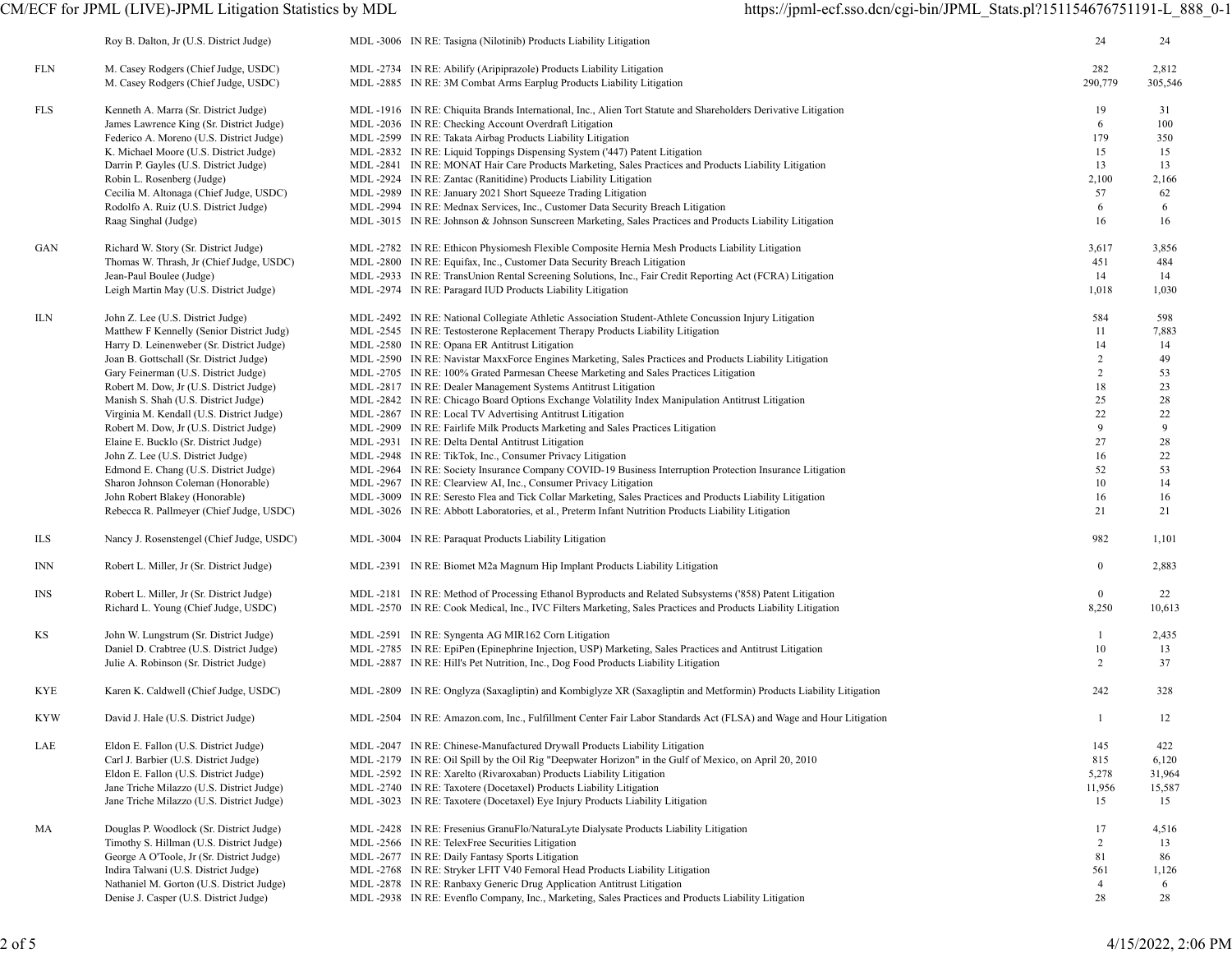| District | Judge | MDL No. | Litigation | Pending | Total |
|---|---|---|---|---|---|
| | Roy B. Dalton, Jr (U.S. District Judge) | MDL -3006 | IN RE: Tasigna (Nilotinib) Products Liability Litigation | 24 | 24 |
| FLN | M. Casey Rodgers (Chief Judge, USDC) | MDL -2734 | IN RE: Abilify (Aripiprazole) Products Liability Litigation | 282 | 2,812 |
| | M. Casey Rodgers (Chief Judge, USDC) | MDL -2885 | IN RE: 3M Combat Arms Earplug Products Liability Litigation | 290,779 | 305,546 |
| FLS | Kenneth A. Marra (Sr. District Judge) | MDL -1916 | IN RE: Chiquita Brands International, Inc., Alien Tort Statute and Shareholders Derivative Litigation | 19 | 31 |
| | James Lawrence King (Sr. District Judge) | MDL -2036 | IN RE: Checking Account Overdraft Litigation | 6 | 100 |
| | Federico A. Moreno (U.S. District Judge) | MDL -2599 | IN RE: Takata Airbag Products Liability Litigation | 179 | 350 |
| | K. Michael Moore (U.S. District Judge) | MDL -2832 | IN RE: Liquid Toppings Dispensing System ('447) Patent Litigation | 15 | 15 |
| | Darrin P. Gayles (U.S. District Judge) | MDL -2841 | IN RE: MONAT Hair Care Products Marketing, Sales Practices and Products Liability Litigation | 13 | 13 |
| | Robin L. Rosenberg (Judge) | MDL -2924 | IN RE: Zantac (Ranitidine) Products Liability Litigation | 2,100 | 2,166 |
| | Cecilia M. Altonaga (Chief Judge, USDC) | MDL -2989 | IN RE: January 2021 Short Squeeze Trading Litigation | 57 | 62 |
| | Rodolfo A. Ruiz (U.S. District Judge) | MDL -2994 | IN RE: Mednax Services, Inc., Customer Data Security Breach Litigation | 6 | 6 |
| | Raag Singhal (Judge) | MDL -3015 | IN RE: Johnson & Johnson Sunscreen Marketing, Sales Practices and Products Liability Litigation | 16 | 16 |
| GAN | Richard W. Story (Sr. District Judge) | MDL -2782 | IN RE: Ethicon Physiomesh Flexible Composite Hernia Mesh Products Liability Litigation | 3,617 | 3,856 |
| | Thomas W. Thrash, Jr (Chief Judge, USDC) | MDL -2800 | IN RE: Equifax, Inc., Customer Data Security Breach Litigation | 451 | 484 |
| | Jean-Paul Boulee (Judge) | MDL -2933 | IN RE: TransUnion Rental Screening Solutions, Inc., Fair Credit Reporting Act (FCRA) Litigation | 14 | 14 |
| | Leigh Martin May (U.S. District Judge) | MDL -2974 | IN RE: Paragard IUD Products Liability Litigation | 1,018 | 1,030 |
| ILN | John Z. Lee (U.S. District Judge) | MDL -2492 | IN RE: National Collegiate Athletic Association Student-Athlete Concussion Injury Litigation | 584 | 598 |
| | Matthew F Kennelly (Senior District Judg) | MDL -2545 | IN RE: Testosterone Replacement Therapy Products Liability Litigation | 11 | 7,883 |
| | Harry D. Leinenweber (Sr. District Judge) | MDL -2580 | IN RE: Opana ER Antitrust Litigation | 14 | 14 |
| | Joan B. Gottschall (Sr. District Judge) | MDL -2590 | IN RE: Navistar MaxxForce Engines Marketing, Sales Practices and Products Liability Litigation | 2 | 49 |
| | Gary Feinerman (U.S. District Judge) | MDL -2705 | IN RE: 100% Grated Parmesan Cheese Marketing and Sales Practices Litigation | 2 | 53 |
| | Robert M. Dow, Jr (U.S. District Judge) | MDL -2817 | IN RE: Dealer Management Systems Antitrust Litigation | 18 | 23 |
| | Manish S. Shah (U.S. District Judge) | MDL -2842 | IN RE: Chicago Board Options Exchange Volatility Index Manipulation Antitrust Litigation | 25 | 28 |
| | Virginia M. Kendall (U.S. District Judge) | MDL -2867 | IN RE: Local TV Advertising Antitrust Litigation | 22 | 22 |
| | Robert M. Dow, Jr (U.S. District Judge) | MDL -2909 | IN RE: Fairlife Milk Products Marketing and Sales Practices Litigation | 9 | 9 |
| | Elaine E. Bucklo (Sr. District Judge) | MDL -2931 | IN RE: Delta Dental Antitrust Litigation | 27 | 28 |
| | John Z. Lee (U.S. District Judge) | MDL -2948 | IN RE: TikTok, Inc., Consumer Privacy Litigation | 16 | 22 |
| | Edmond E. Chang (U.S. District Judge) | MDL -2964 | IN RE: Society Insurance Company COVID-19 Business Interruption Protection Insurance Litigation | 52 | 53 |
| | Sharon Johnson Coleman (Honorable) | MDL -2967 | IN RE: Clearview AI, Inc., Consumer Privacy Litigation | 10 | 14 |
| | John Robert Blakey (Honorable) | MDL -3009 | IN RE: Seresto Flea and Tick Collar Marketing, Sales Practices and Products Liability Litigation | 16 | 16 |
| | Rebecca R. Pallmeyer (Chief Judge, USDC) | MDL -3026 | IN RE: Abbott Laboratories, et al., Preterm Infant Nutrition Products Liability Litigation | 21 | 21 |
| ILS | Nancy J. Rosenstengel (Chief Judge, USDC) | MDL -3004 | IN RE: Paraquat Products Liability Litigation | 982 | 1,101 |
| INN | Robert L. Miller, Jr (Sr. District Judge) | MDL -2391 | IN RE: Biomet M2a Magnum Hip Implant Products Liability Litigation | 0 | 2,883 |
| INS | Robert L. Miller, Jr (Sr. District Judge) | MDL -2181 | IN RE: Method of Processing Ethanol Byproducts and Related Subsystems ('858) Patent Litigation | 0 | 22 |
| | Richard L. Young (Chief Judge, USDC) | MDL -2570 | IN RE: Cook Medical, Inc., IVC Filters Marketing, Sales Practices and Products Liability Litigation | 8,250 | 10,613 |
| KS | John W. Lungstrum (Sr. District Judge) | MDL -2591 | IN RE: Syngenta AG MIR162 Corn Litigation | 1 | 2,435 |
| | Daniel D. Crabtree (U.S. District Judge) | MDL -2785 | IN RE: EpiPen (Epinephrine Injection, USP) Marketing, Sales Practices and Antitrust Litigation | 10 | 13 |
| | Julie A. Robinson (Sr. District Judge) | MDL -2887 | IN RE: Hill's Pet Nutrition, Inc., Dog Food Products Liability Litigation | 2 | 37 |
| KYE | Karen K. Caldwell (Chief Judge, USDC) | MDL -2809 | IN RE: Onglyza (Saxagliptin) and Kombiglyze XR (Saxagliptin and Metformin) Products Liability Litigation | 242 | 328 |
| KYW | David J. Hale (U.S. District Judge) | MDL -2504 | IN RE: Amazon.com, Inc., Fulfillment Center Fair Labor Standards Act (FLSA) and Wage and Hour Litigation | 1 | 12 |
| LAE | Eldon E. Fallon (U.S. District Judge) | MDL -2047 | IN RE: Chinese-Manufactured Drywall Products Liability Litigation | 145 | 422 |
| | Carl J. Barbier (U.S. District Judge) | MDL -2179 | IN RE: Oil Spill by the Oil Rig "Deepwater Horizon" in the Gulf of Mexico, on April 20, 2010 | 815 | 6,120 |
| | Eldon E. Fallon (U.S. District Judge) | MDL -2592 | IN RE: Xarelto (Rivaroxaban) Products Liability Litigation | 5,278 | 31,964 |
| | Jane Triche Milazzo (U.S. District Judge) | MDL -2740 | IN RE: Taxotere (Docetaxel) Products Liability Litigation | 11,956 | 15,587 |
| | Jane Triche Milazzo (U.S. District Judge) | MDL -3023 | IN RE: Taxotere (Docetaxel) Eye Injury Products Liability Litigation | 15 | 15 |
| MA | Douglas P. Woodlock (Sr. District Judge) | MDL -2428 | IN RE: Fresenius GranuFlo/NaturaLyte Dialysate Products Liability Litigation | 17 | 4,516 |
| | Timothy S. Hillman (U.S. District Judge) | MDL -2566 | IN RE: TelexFree Securities Litigation | 2 | 13 |
| | George A O'Toole, Jr (Sr. District Judge) | MDL -2677 | IN RE: Daily Fantasy Sports Litigation | 81 | 86 |
| | Indira Talwani (U.S. District Judge) | MDL -2768 | IN RE: Stryker LFIT V40 Femoral Head Products Liability Litigation | 561 | 1,126 |
| | Nathaniel M. Gorton (U.S. District Judge) | MDL -2878 | IN RE: Ranbaxy Generic Drug Application Antitrust Litigation | 4 | 6 |
| | Denise J. Casper (U.S. District Judge) | MDL -2938 | IN RE: Evenflo Company, Inc., Marketing, Sales Practices and Products Liability Litigation | 28 | 28 |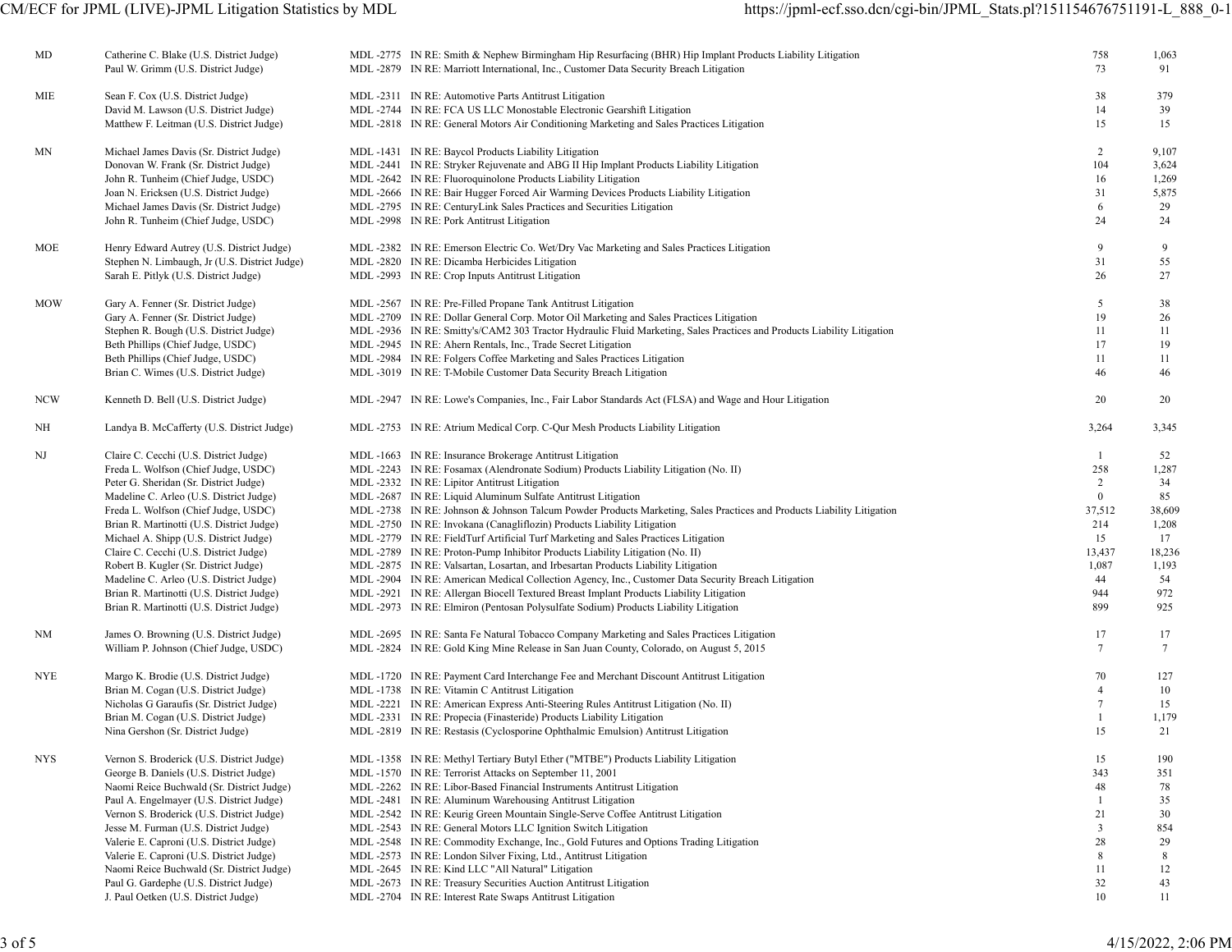| District | Judge | MDL No. | Litigation | Pending | Total |
|---|---|---|---|---|---|
| MD | Catherine C. Blake (U.S. District Judge) | MDL -2775 | IN RE: Smith & Nephew Birmingham Hip Resurfacing (BHR) Hip Implant Products Liability Litigation | 758 | 1,063 |
| | Paul W. Grimm (U.S. District Judge) | MDL -2879 | IN RE: Marriott International, Inc., Customer Data Security Breach Litigation | 73 | 91 |
| MIE | Sean F. Cox (U.S. District Judge) | MDL -2311 | IN RE: Automotive Parts Antitrust Litigation | 38 | 379 |
| | David M. Lawson (U.S. District Judge) | MDL -2744 | IN RE: FCA US LLC Monostable Electronic Gearshift Litigation | 14 | 39 |
| | Matthew F. Leitman (U.S. District Judge) | MDL -2818 | IN RE: General Motors Air Conditioning Marketing and Sales Practices Litigation | 15 | 15 |
| MN | Michael James Davis (Sr. District Judge) | MDL -1431 | IN RE: Baycol Products Liability Litigation | 2 | 9,107 |
| | Donovan W. Frank (Sr. District Judge) | MDL -2441 | IN RE: Stryker Rejuvenate and ABG II Hip Implant Products Liability Litigation | 104 | 3,624 |
| | John R. Tunheim (Chief Judge, USDC) | MDL -2642 | IN RE: Fluoroquinolone Products Liability Litigation | 16 | 1,269 |
| | Joan N. Ericksen (U.S. District Judge) | MDL -2666 | IN RE: Bair Hugger Forced Air Warming Devices Products Liability Litigation | 31 | 5,875 |
| | Michael James Davis (Sr. District Judge) | MDL -2795 | IN RE: CenturyLink Sales Practices and Securities Litigation | 6 | 29 |
| | John R. Tunheim (Chief Judge, USDC) | MDL -2998 | IN RE: Pork Antitrust Litigation | 24 | 24 |
| MOE | Henry Edward Autrey (U.S. District Judge) | MDL -2382 | IN RE: Emerson Electric Co. Wet/Dry Vac Marketing and Sales Practices Litigation | 9 | 9 |
| | Stephen N. Limbaugh, Jr (U.S. District Judge) | MDL -2820 | IN RE: Dicamba Herbicides Litigation | 31 | 55 |
| | Sarah E. Pitlyk (U.S. District Judge) | MDL -2993 | IN RE: Crop Inputs Antitrust Litigation | 26 | 27 |
| MOW | Gary A. Fenner (Sr. District Judge) | MDL -2567 | IN RE: Pre-Filled Propane Tank Antitrust Litigation | 5 | 38 |
| | Gary A. Fenner (Sr. District Judge) | MDL -2709 | IN RE: Dollar General Corp. Motor Oil Marketing and Sales Practices Litigation | 19 | 26 |
| | Stephen R. Bough (U.S. District Judge) | MDL -2936 | IN RE: Smitty's/CAM2 303 Tractor Hydraulic Fluid Marketing, Sales Practices and Products Liability Litigation | 11 | 11 |
| | Beth Phillips (Chief Judge, USDC) | MDL -2945 | IN RE: Ahern Rentals, Inc., Trade Secret Litigation | 17 | 19 |
| | Beth Phillips (Chief Judge, USDC) | MDL -2984 | IN RE: Folgers Coffee Marketing and Sales Practices Litigation | 11 | 11 |
| | Brian C. Wimes (U.S. District Judge) | MDL -3019 | IN RE: T-Mobile Customer Data Security Breach Litigation | 46 | 46 |
| NCW | Kenneth D. Bell (U.S. District Judge) | MDL -2947 | IN RE: Lowe's Companies, Inc., Fair Labor Standards Act (FLSA) and Wage and Hour Litigation | 20 | 20 |
| NH | Landya B. McCafferty (U.S. District Judge) | MDL -2753 | IN RE: Atrium Medical Corp. C-Qur Mesh Products Liability Litigation | 3,264 | 3,345 |
| NJ | Claire C. Cecchi (U.S. District Judge) | MDL -1663 | IN RE: Insurance Brokerage Antitrust Litigation | 1 | 52 |
| | Freda L. Wolfson (Chief Judge, USDC) | MDL -2243 | IN RE: Fosamax (Alendronate Sodium) Products Liability Litigation (No. II) | 258 | 1,287 |
| | Peter G. Sheridan (Sr. District Judge) | MDL -2332 | IN RE: Lipitor Antitrust Litigation | 2 | 34 |
| | Madeline C. Arleo (U.S. District Judge) | MDL -2687 | IN RE: Liquid Aluminum Sulfate Antitrust Litigation | 0 | 85 |
| | Freda L. Wolfson (Chief Judge, USDC) | MDL -2738 | IN RE: Johnson & Johnson Talcum Powder Products Marketing, Sales Practices and Products Liability Litigation | 37,512 | 38,609 |
| | Brian R. Martinotti (U.S. District Judge) | MDL -2750 | IN RE: Invokana (Canagliflozin) Products Liability Litigation | 214 | 1,208 |
| | Michael A. Shipp (U.S. District Judge) | MDL -2779 | IN RE: FieldTurf Artificial Turf Marketing and Sales Practices Litigation | 15 | 17 |
| | Claire C. Cecchi (U.S. District Judge) | MDL -2789 | IN RE: Proton-Pump Inhibitor Products Liability Litigation (No. II) | 13,437 | 18,236 |
| | Robert B. Kugler (Sr. District Judge) | MDL -2875 | IN RE: Valsartan, Losartan, and Irbesartan Products Liability Litigation | 1,087 | 1,193 |
| | Madeline C. Arleo (U.S. District Judge) | MDL -2904 | IN RE: American Medical Collection Agency, Inc., Customer Data Security Breach Litigation | 44 | 54 |
| | Brian R. Martinotti (U.S. District Judge) | MDL -2921 | IN RE: Allergan Biocell Textured Breast Implant Products Liability Litigation | 944 | 972 |
| | Brian R. Martinotti (U.S. District Judge) | MDL -2973 | IN RE: Elmiron (Pentosan Polysulfate Sodium) Products Liability Litigation | 899 | 925 |
| NM | James O. Browning (U.S. District Judge) | MDL -2695 | IN RE: Santa Fe Natural Tobacco Company Marketing and Sales Practices Litigation | 17 | 17 |
| | William P. Johnson (Chief Judge, USDC) | MDL -2824 | IN RE: Gold King Mine Release in San Juan County, Colorado, on August 5, 2015 | 7 | 7 |
| NYE | Margo K. Brodie (U.S. District Judge) | MDL -1720 | IN RE: Payment Card Interchange Fee and Merchant Discount Antitrust Litigation | 70 | 127 |
| | Brian M. Cogan (U.S. District Judge) | MDL -1738 | IN RE: Vitamin C Antitrust Litigation | 4 | 10 |
| | Nicholas G Garaufis (Sr. District Judge) | MDL -2221 | IN RE: American Express Anti-Steering Rules Antitrust Litigation (No. II) | 7 | 15 |
| | Brian M. Cogan (U.S. District Judge) | MDL -2331 | IN RE: Propecia (Finasteride) Products Liability Litigation | 1 | 1,179 |
| | Nina Gershon (Sr. District Judge) | MDL -2819 | IN RE: Restasis (Cyclosporine Ophthalmic Emulsion) Antitrust Litigation | 15 | 21 |
| NYS | Vernon S. Broderick (U.S. District Judge) | MDL -1358 | IN RE: Methyl Tertiary Butyl Ether ("MTBE") Products Liability Litigation | 15 | 190 |
| | George B. Daniels (U.S. District Judge) | MDL -1570 | IN RE: Terrorist Attacks on September 11, 2001 | 343 | 351 |
| | Naomi Reice Buchwald (Sr. District Judge) | MDL -2262 | IN RE: Libor-Based Financial Instruments Antitrust Litigation | 48 | 78 |
| | Paul A. Engelmayer (U.S. District Judge) | MDL -2481 | IN RE: Aluminum Warehousing Antitrust Litigation | 1 | 35 |
| | Vernon S. Broderick (U.S. District Judge) | MDL -2542 | IN RE: Keurig Green Mountain Single-Serve Coffee Antitrust Litigation | 21 | 30 |
| | Jesse M. Furman (U.S. District Judge) | MDL -2543 | IN RE: General Motors LLC Ignition Switch Litigation | 3 | 854 |
| | Valerie E. Caproni (U.S. District Judge) | MDL -2548 | IN RE: Commodity Exchange, Inc., Gold Futures and Options Trading Litigation | 28 | 29 |
| | Valerie E. Caproni (U.S. District Judge) | MDL -2573 | IN RE: London Silver Fixing, Ltd., Antitrust Litigation | 8 | 8 |
| | Naomi Reice Buchwald (Sr. District Judge) | MDL -2645 | IN RE: Kind LLC "All Natural" Litigation | 11 | 12 |
| | Paul G. Gardephe (U.S. District Judge) | MDL -2673 | IN RE: Treasury Securities Auction Antitrust Litigation | 32 | 43 |
| | J. Paul Oetken (U.S. District Judge) | MDL -2704 | IN RE: Interest Rate Swaps Antitrust Litigation | 10 | 11 |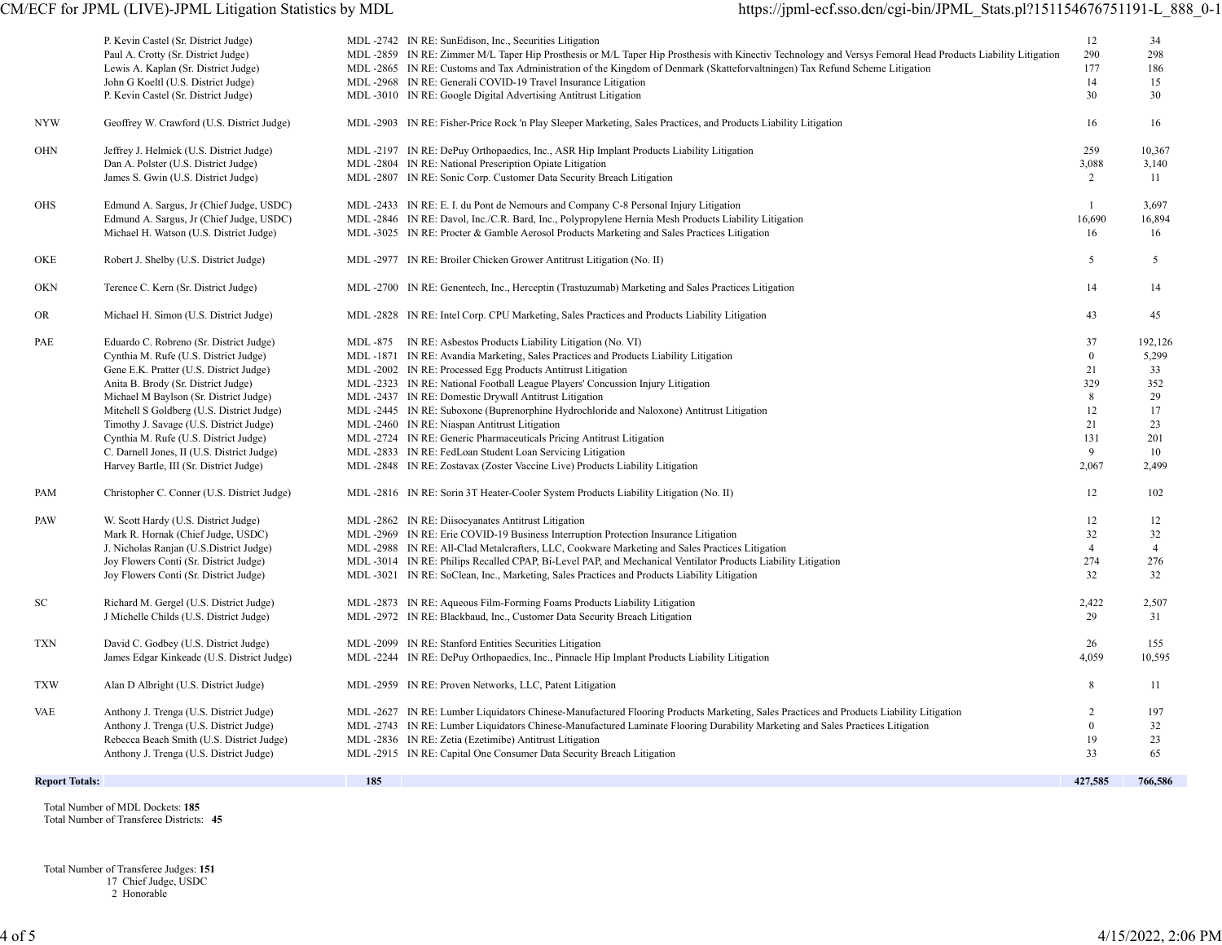| | | | | | |
|---|---|---|---|---|---|
| | P. Kevin Castel (Sr. District Judge) | MDL -2742 | IN RE: SunEdison, Inc., Securities Litigation | 12 | 34 |
| | Paul A. Crotty (Sr. District Judge) | MDL -2859 | IN RE: Zimmer M/L Taper Hip Prosthesis or M/L Taper Hip Prosthesis with Kinectiv Technology and Versys Femoral Head Products Liability Litigation | 290 | 298 |
| | Lewis A. Kaplan (Sr. District Judge) | MDL -2865 | IN RE: Customs and Tax Administration of the Kingdom of Denmark (Skatteforvaltningen) Tax Refund Scheme Litigation | 177 | 186 |
| | John G Koeltl (U.S. District Judge) | MDL -2968 | IN RE: Generali COVID-19 Travel Insurance Litigation | 14 | 15 |
| | P. Kevin Castel (Sr. District Judge) | MDL -3010 | IN RE: Google Digital Advertising Antitrust Litigation | 30 | 30 |
| NYW | Geoffrey W. Crawford (U.S. District Judge) | MDL -2903 | IN RE: Fisher-Price Rock 'n Play Sleeper Marketing, Sales Practices, and Products Liability Litigation | 16 | 16 |
| OHN | Jeffrey J. Helmick (U.S. District Judge) | MDL -2197 | IN RE: DePuy Orthopaedics, Inc., ASR Hip Implant Products Liability Litigation | 259 | 10,367 |
| | Dan A. Polster (U.S. District Judge) | MDL -2804 | IN RE: National Prescription Opiate Litigation | 3,088 | 3,140 |
| | James S. Gwin (U.S. District Judge) | MDL -2807 | IN RE: Sonic Corp. Customer Data Security Breach Litigation | 2 | 11 |
| OHS | Edmund A. Sargus, Jr (Chief Judge, USDC) | MDL -2433 | IN RE: E. I. du Pont de Nemours and Company C-8 Personal Injury Litigation | 1 | 3,697 |
| | Edmund A. Sargus, Jr (Chief Judge, USDC) | MDL -2846 | IN RE: Davol, Inc./C.R. Bard, Inc., Polypropylene Hernia Mesh Products Liability Litigation | 16,690 | 16,894 |
| | Michael H. Watson (U.S. District Judge) | MDL -3025 | IN RE: Procter & Gamble Aerosol Products Marketing and Sales Practices Litigation | 16 | 16 |
| OKE | Robert J. Shelby (U.S. District Judge) | MDL -2977 | IN RE: Broiler Chicken Grower Antitrust Litigation (No. II) | 5 | 5 |
| OKN | Terence C. Kern (Sr. District Judge) | MDL -2700 | IN RE: Genentech, Inc., Herceptin (Trastuzumab) Marketing and Sales Practices Litigation | 14 | 14 |
| OR | Michael H. Simon (U.S. District Judge) | MDL -2828 | IN RE: Intel Corp. CPU Marketing, Sales Practices and Products Liability Litigation | 43 | 45 |
| PAE | Eduardo C. Robreno (Sr. District Judge) | MDL -875 | IN RE: Asbestos Products Liability Litigation (No. VI) | 37 | 192,126 |
| | Cynthia M. Rufe (U.S. District Judge) | MDL -1871 | IN RE: Avandia Marketing, Sales Practices and Products Liability Litigation | 0 | 5,299 |
| | Gene E.K. Pratter (U.S. District Judge) | MDL -2002 | IN RE: Processed Egg Products Antitrust Litigation | 21 | 33 |
| | Anita B. Brody (Sr. District Judge) | MDL -2323 | IN RE: National Football League Players' Concussion Injury Litigation | 329 | 352 |
| | Michael M Baylson (Sr. District Judge) | MDL -2437 | IN RE: Domestic Drywall Antitrust Litigation | 8 | 29 |
| | Mitchell S Goldberg (U.S. District Judge) | MDL -2445 | IN RE: Suboxone (Buprenorphine Hydrochloride and Naloxone) Antitrust Litigation | 12 | 17 |
| | Timothy J. Savage (U.S. District Judge) | MDL -2460 | IN RE: Niaspan Antitrust Litigation | 21 | 23 |
| | Cynthia M. Rufe (U.S. District Judge) | MDL -2724 | IN RE: Generic Pharmaceuticals Pricing Antitrust Litigation | 131 | 201 |
| | C. Darnell Jones, II (U.S. District Judge) | MDL -2833 | IN RE: FedLoan Student Loan Servicing Litigation | 9 | 10 |
| | Harvey Bartle, III (Sr. District Judge) | MDL -2848 | IN RE: Zostavax (Zoster Vaccine Live) Products Liability Litigation | 2,067 | 2,499 |
| PAM | Christopher C. Conner (U.S. District Judge) | MDL -2816 | IN RE: Sorin 3T Heater-Cooler System Products Liability Litigation (No. II) | 12 | 102 |
| PAW | W. Scott Hardy (U.S. District Judge) | MDL -2862 | IN RE: Diisocyanates Antitrust Litigation | 12 | 12 |
| | Mark R. Hornak (Chief Judge, USDC) | MDL -2969 | IN RE: Erie COVID-19 Business Interruption Protection Insurance Litigation | 32 | 32 |
| | J. Nicholas Ranjan (U.S.District Judge) | MDL -2988 | IN RE: All-Clad Metalcrafters, LLC, Cookware Marketing and Sales Practices Litigation | 4 | 4 |
| | Joy Flowers Conti (Sr. District Judge) | MDL -3014 | IN RE: Philips Recalled CPAP, Bi-Level PAP, and Mechanical Ventilator Products Liability Litigation | 274 | 276 |
| | Joy Flowers Conti (Sr. District Judge) | MDL -3021 | IN RE: SoClean, Inc., Marketing, Sales Practices and Products Liability Litigation | 32 | 32 |
| SC | Richard M. Gergel (U.S. District Judge) | MDL -2873 | IN RE: Aqueous Film-Forming Foams Products Liability Litigation | 2,422 | 2,507 |
| | J Michelle Childs (U.S. District Judge) | MDL -2972 | IN RE: Blackbaud, Inc., Customer Data Security Breach Litigation | 29 | 31 |
| TXN | David C. Godbey (U.S. District Judge) | MDL -2099 | IN RE: Stanford Entities Securities Litigation | 26 | 155 |
| | James Edgar Kinkeade (U.S. District Judge) | MDL -2244 | IN RE: DePuy Orthopaedics, Inc., Pinnacle Hip Implant Products Liability Litigation | 4,059 | 10,595 |
| TXW | Alan D Albright (U.S. District Judge) | MDL -2959 | IN RE: Proven Networks, LLC, Patent Litigation | 8 | 11 |
| VAE | Anthony J. Trenga (U.S. District Judge) | MDL -2627 | IN RE: Lumber Liquidators Chinese-Manufactured Flooring Products Marketing, Sales Practices and Products Liability Litigation | 2 | 197 |
| | Anthony J. Trenga (U.S. District Judge) | MDL -2743 | IN RE: Lumber Liquidators Chinese-Manufactured Laminate Flooring Durability Marketing and Sales Practices Litigation | 0 | 32 |
| | Rebecca Beach Smith (U.S. District Judge) | MDL -2836 | IN RE: Zetia (Ezetimibe) Antitrust Litigation | 19 | 23 |
| | Anthony J. Trenga (U.S. District Judge) | MDL -2915 | IN RE: Capital One Consumer Data Security Breach Litigation | 33 | 65 |
| **Report Totals:** | | **185** | | **427,585** | **766,586** |

Total Number of MDL Dockets: **185**
Total Number of Transferee Districts: **45**

Total Number of Transferee Judges: **151**
17 Chief Judge, USDC
2 Honorable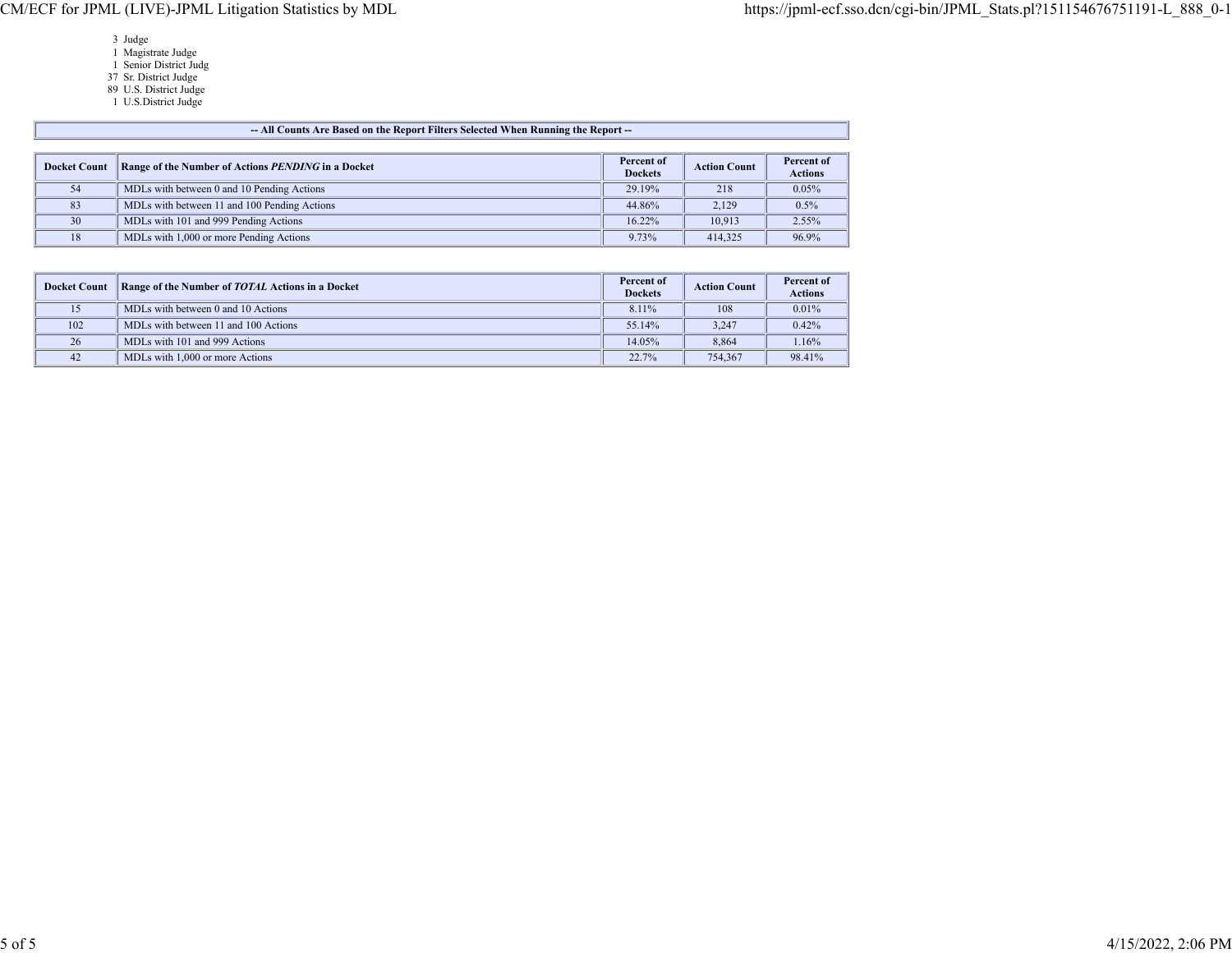3 Judge
1 Magistrate Judge
1 Senior District Judg
37 Sr. District Judge
89 U.S. District Judge
1 U.S.District Judge

**-- All Counts Are Based on the Report Filters Selected When Running the Report --**

| Docket Count | Range of the Number of Actions *PENDING* in a Docket | Percent of Dockets | Action Count | Percent of Actions |
|---|---|---|---|---|
| 54 | MDLs with between 0 and 10 Pending Actions | 29.19% | 218 | 0.05% |
| 83 | MDLs with between 11 and 100 Pending Actions | 44.86% | 2,129 | 0.5% |
| 30 | MDLs with 101 and 999 Pending Actions | 16.22% | 10,913 | 2.55% |
| 18 | MDLs with 1,000 or more Pending Actions | 9.73% | 414,325 | 96.9% |

| Docket Count | Range of the Number of *TOTAL* Actions in a Docket | Percent of Dockets | Action Count | Percent of Actions |
|---|---|---|---|---|
| 15 | MDLs with between 0 and 10 Actions | 8.11% | 108 | 0.01% |
| 102 | MDLs with between 11 and 100 Actions | 55.14% | 3,247 | 0.42% |
| 26 | MDLs with 101 and 999 Actions | 14.05% | 8,864 | 1.16% |
| 42 | MDLs with 1,000 or more Actions | 22.7% | 754,367 | 98.41% |